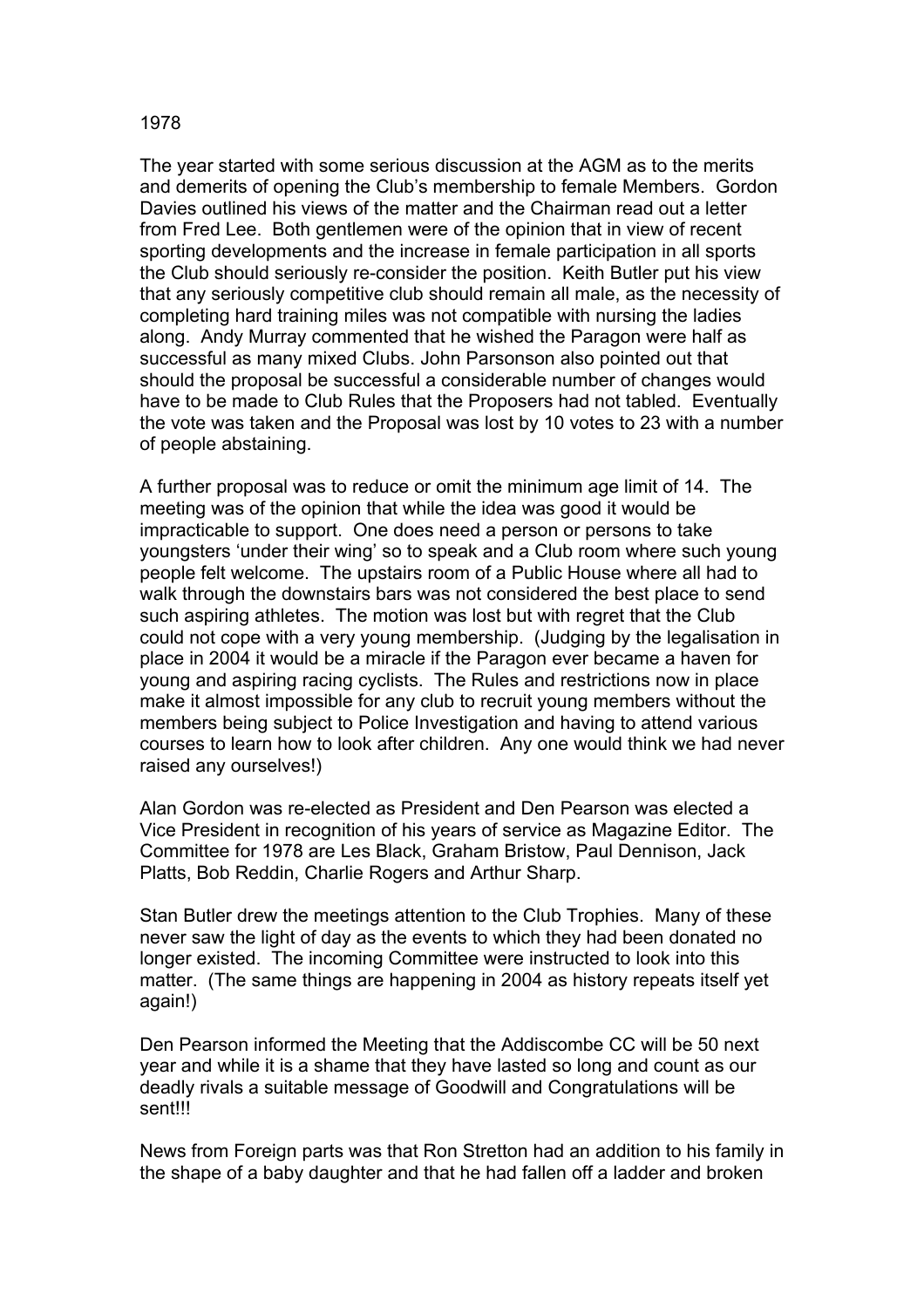1978

The year started with some serious discussion at the AGM as to the merits and demerits of opening the Club's membership to female Members. Gordon Davies outlined his views of the matter and the Chairman read out a letter from Fred Lee. Both gentlemen were of the opinion that in view of recent sporting developments and the increase in female participation in all sports the Club should seriously re-consider the position. Keith Butler put his view that any seriously competitive club should remain all male, as the necessity of completing hard training miles was not compatible with nursing the ladies along. Andy Murray commented that he wished the Paragon were half as successful as many mixed Clubs. John Parsonson also pointed out that should the proposal be successful a considerable number of changes would have to be made to Club Rules that the Proposers had not tabled. Eventually the vote was taken and the Proposal was lost by 10 votes to 23 with a number of people abstaining.

A further proposal was to reduce or omit the minimum age limit of 14. The meeting was of the opinion that while the idea was good it would be impracticable to support. One does need a person or persons to take youngsters 'under their wing' so to speak and a Club room where such young people felt welcome. The upstairs room of a Public House where all had to walk through the downstairs bars was not considered the best place to send such aspiring athletes. The motion was lost but with regret that the Club could not cope with a very young membership. (Judging by the legalisation in place in 2004 it would be a miracle if the Paragon ever became a haven for young and aspiring racing cyclists. The Rules and restrictions now in place make it almost impossible for any club to recruit young members without the members being subject to Police Investigation and having to attend various courses to learn how to look after children. Any one would think we had never raised any ourselves!)

Alan Gordon was re-elected as President and Den Pearson was elected a Vice President in recognition of his years of service as Magazine Editor. The Committee for 1978 are Les Black, Graham Bristow, Paul Dennison, Jack Platts, Bob Reddin, Charlie Rogers and Arthur Sharp.

Stan Butler drew the meetings attention to the Club Trophies. Many of these never saw the light of day as the events to which they had been donated no longer existed. The incoming Committee were instructed to look into this matter. (The same things are happening in 2004 as history repeats itself yet again!)

Den Pearson informed the Meeting that the Addiscombe CC will be 50 next year and while it is a shame that they have lasted so long and count as our deadly rivals a suitable message of Goodwill and Congratulations will be sent!!!

News from Foreign parts was that Ron Stretton had an addition to his family in the shape of a baby daughter and that he had fallen off a ladder and broken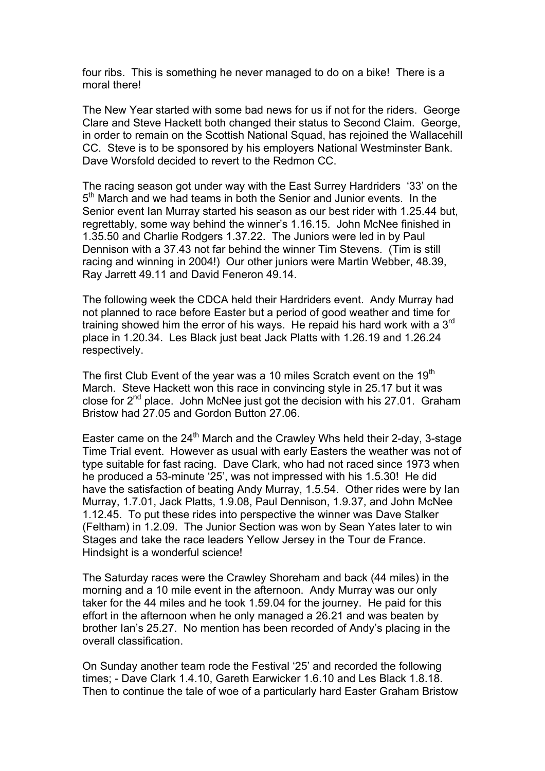four ribs. This is something he never managed to do on a bike! There is a moral there!

The New Year started with some bad news for us if not for the riders. George Clare and Steve Hackett both changed their status to Second Claim. George, in order to remain on the Scottish National Squad, has rejoined the Wallacehill CC. Steve is to be sponsored by his employers National Westminster Bank. Dave Worsfold decided to revert to the Redmon CC.

The racing season got under way with the East Surrey Hardriders '33' on the 5th March and we had teams in both the Senior and Junior events. In the Senior event Ian Murray started his season as our best rider with 1.25.44 but, regrettably, some way behind the winner's 1.16.15. John McNee finished in 1.35.50 and Charlie Rodgers 1.37.22. The Juniors were led in by Paul Dennison with a 37.43 not far behind the winner Tim Stevens. (Tim is still racing and winning in 2004!) Our other juniors were Martin Webber, 48.39, Ray Jarrett 49.11 and David Feneron 49.14.

The following week the CDCA held their Hardriders event. Andy Murray had not planned to race before Easter but a period of good weather and time for training showed him the error of his ways. He repaid his hard work with a 3rd place in 1.20.34. Les Black just beat Jack Platts with 1.26.19 and 1.26.24 respectively.

The first Club Event of the year was a 10 miles Scratch event on the 19th March. Steve Hackett won this race in convincing style in 25.17 but it was close for 2nd place. John McNee just got the decision with his 27.01. Graham Bristow had 27.05 and Gordon Button 27.06.

Easter came on the 24th March and the Crawley Whs held their 2-day, 3-stage Time Trial event. However as usual with early Easters the weather was not of type suitable for fast racing. Dave Clark, who had not raced since 1973 when he produced a 53-minute '25', was not impressed with his 1.5.30! He did have the satisfaction of beating Andy Murray, 1.5.54. Other rides were by Ian Murray, 1.7.01, Jack Platts, 1.9.08, Paul Dennison, 1.9.37, and John McNee 1.12.45. To put these rides into perspective the winner was Dave Stalker (Feltham) in 1.2.09. The Junior Section was won by Sean Yates later to win Stages and take the race leaders Yellow Jersey in the Tour de France. Hindsight is a wonderful science!

The Saturday races were the Crawley Shoreham and back (44 miles) in the morning and a 10 mile event in the afternoon. Andy Murray was our only taker for the 44 miles and he took 1.59.04 for the journey. He paid for this effort in the afternoon when he only managed a 26.21 and was beaten by brother Ian's 25.27. No mention has been recorded of Andy's placing in the overall classification.

On Sunday another team rode the Festival '25' and recorded the following times; - Dave Clark 1.4.10, Gareth Earwicker 1.6.10 and Les Black 1.8.18. Then to continue the tale of woe of a particularly hard Easter Graham Bristow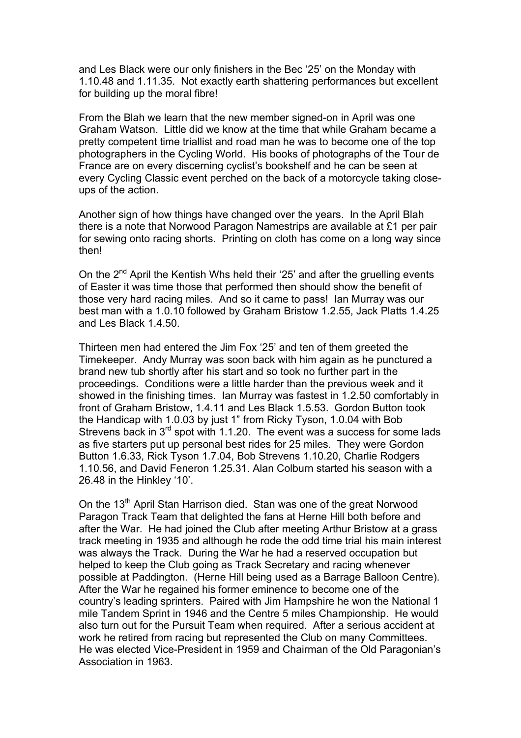and Les Black were our only finishers in the Bec '25' on the Monday with 1.10.48 and 1.11.35. Not exactly earth shattering performances but excellent for building up the moral fibre!

From the Blah we learn that the new member signed-on in April was one Graham Watson. Little did we know at the time that while Graham became a pretty competent time triallist and road man he was to become one of the top photographers in the Cycling World. His books of photographs of the Tour de France are on every discerning cyclist's bookshelf and he can be seen at every Cycling Classic event perched on the back of a motorcycle taking close-ups of the action.

Another sign of how things have changed over the years. In the April Blah there is a note that Norwood Paragon Namestrips are available at £1 per pair for sewing onto racing shorts. Printing on cloth has come on a long way since then!

On the 2nd April the Kentish Whs held their '25' and after the gruelling events of Easter it was time those that performed then should show the benefit of those very hard racing miles. And so it came to pass! Ian Murray was our best man with a 1.0.10 followed by Graham Bristow 1.2.55, Jack Platts 1.4.25 and Les Black 1.4.50.

Thirteen men had entered the Jim Fox '25' and ten of them greeted the Timekeeper. Andy Murray was soon back with him again as he punctured a brand new tub shortly after his start and so took no further part in the proceedings. Conditions were a little harder than the previous week and it showed in the finishing times. Ian Murray was fastest in 1.2.50 comfortably in front of Graham Bristow, 1.4.11 and Les Black 1.5.53. Gordon Button took the Handicap with 1.0.03 by just 1" from Ricky Tyson, 1.0.04 with Bob Strevens back in 3rd spot with 1.1.20. The event was a success for some lads as five starters put up personal best rides for 25 miles. They were Gordon Button 1.6.33, Rick Tyson 1.7.04, Bob Strevens 1.10.20, Charlie Rodgers 1.10.56, and David Feneron 1.25.31. Alan Colburn started his season with a 26.48 in the Hinkley '10'.

On the 13th April Stan Harrison died. Stan was one of the great Norwood Paragon Track Team that delighted the fans at Herne Hill both before and after the War. He had joined the Club after meeting Arthur Bristow at a grass track meeting in 1935 and although he rode the odd time trial his main interest was always the Track. During the War he had a reserved occupation but helped to keep the Club going as Track Secretary and racing whenever possible at Paddington. (Herne Hill being used as a Barrage Balloon Centre). After the War he regained his former eminence to become one of the country's leading sprinters. Paired with Jim Hampshire he won the National 1 mile Tandem Sprint in 1946 and the Centre 5 miles Championship. He would also turn out for the Pursuit Team when required. After a serious accident at work he retired from racing but represented the Club on many Committees. He was elected Vice-President in 1959 and Chairman of the Old Paragonian's Association in 1963.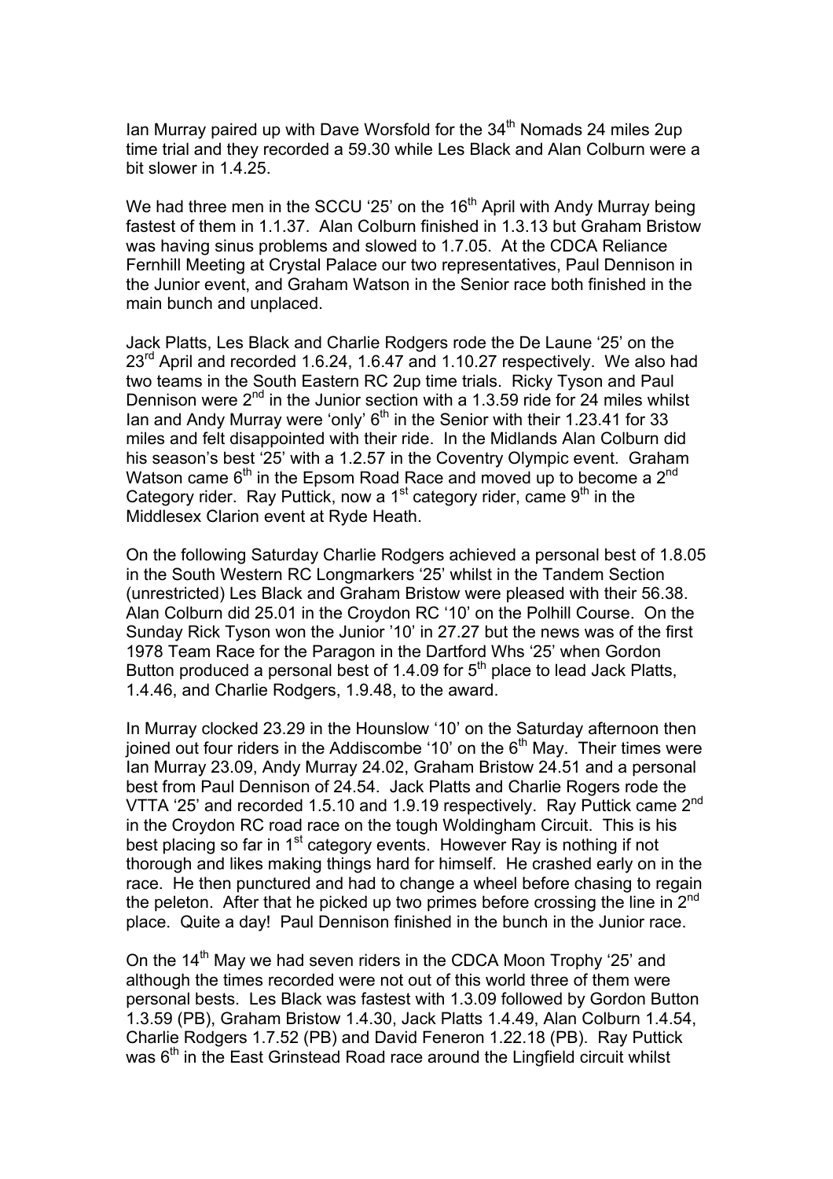Ian Murray paired up with Dave Worsfold for the 34th Nomads 24 miles 2up time trial and they recorded a 59.30 while Les Black and Alan Colburn were a bit slower in 1.4.25.

We had three men in the SCCU '25' on the 16th April with Andy Murray being fastest of them in 1.1.37. Alan Colburn finished in 1.3.13 but Graham Bristow was having sinus problems and slowed to 1.7.05. At the CDCA Reliance Fernhill Meeting at Crystal Palace our two representatives, Paul Dennison in the Junior event, and Graham Watson in the Senior race both finished in the main bunch and unplaced.

Jack Platts, Les Black and Charlie Rodgers rode the De Laune '25' on the 23rd April and recorded 1.6.24, 1.6.47 and 1.10.27 respectively. We also had two teams in the South Eastern RC 2up time trials. Ricky Tyson and Paul Dennison were 2nd in the Junior section with a 1.3.59 ride for 24 miles whilst Ian and Andy Murray were 'only' 6th in the Senior with their 1.23.41 for 33 miles and felt disappointed with their ride. In the Midlands Alan Colburn did his season's best '25' with a 1.2.57 in the Coventry Olympic event. Graham Watson came 6th in the Epsom Road Race and moved up to become a 2nd Category rider. Ray Puttick, now a 1st category rider, came 9th in the Middlesex Clarion event at Ryde Heath.

On the following Saturday Charlie Rodgers achieved a personal best of 1.8.05 in the South Western RC Longmarkers '25' whilst in the Tandem Section (unrestricted) Les Black and Graham Bristow were pleased with their 56.38. Alan Colburn did 25.01 in the Croydon RC '10' on the Polhill Course. On the Sunday Rick Tyson won the Junior '10' in 27.27 but the news was of the first 1978 Team Race for the Paragon in the Dartford Whs '25' when Gordon Button produced a personal best of 1.4.09 for 5th place to lead Jack Platts, 1.4.46, and Charlie Rodgers, 1.9.48, to the award.

In Murray clocked 23.29 in the Hounslow '10' on the Saturday afternoon then joined out four riders in the Addiscombe '10' on the 6th May. Their times were Ian Murray 23.09, Andy Murray 24.02, Graham Bristow 24.51 and a personal best from Paul Dennison of 24.54. Jack Platts and Charlie Rogers rode the VTTA '25' and recorded 1.5.10 and 1.9.19 respectively. Ray Puttick came 2nd in the Croydon RC road race on the tough Woldingham Circuit. This is his best placing so far in 1st category events. However Ray is nothing if not thorough and likes making things hard for himself. He crashed early on in the race. He then punctured and had to change a wheel before chasing to regain the peleton. After that he picked up two primes before crossing the line in 2nd place. Quite a day! Paul Dennison finished in the bunch in the Junior race.

On the 14th May we had seven riders in the CDCA Moon Trophy '25' and although the times recorded were not out of this world three of them were personal bests. Les Black was fastest with 1.3.09 followed by Gordon Button 1.3.59 (PB), Graham Bristow 1.4.30, Jack Platts 1.4.49, Alan Colburn 1.4.54, Charlie Rodgers 1.7.52 (PB) and David Feneron 1.22.18 (PB). Ray Puttick was 6th in the East Grinstead Road race around the Lingfield circuit whilst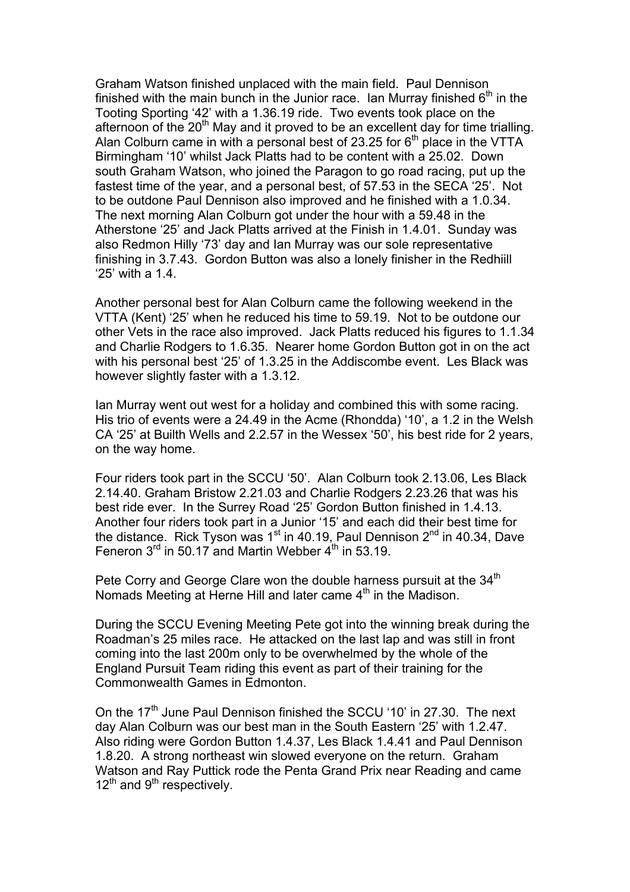Graham Watson finished unplaced with the main field. Paul Dennison finished with the main bunch in the Junior race. Ian Murray finished 6th in the Tooting Sporting '42' with a 1.36.19 ride. Two events took place on the afternoon of the 20th May and it proved to be an excellent day for time trialling. Alan Colburn came in with a personal best of 23.25 for 6th place in the VTTA Birmingham '10' whilst Jack Platts had to be content with a 25.02. Down south Graham Watson, who joined the Paragon to go road racing, put up the fastest time of the year, and a personal best, of 57.53 in the SECA '25'. Not to be outdone Paul Dennison also improved and he finished with a 1.0.34. The next morning Alan Colburn got under the hour with a 59.48 in the Atherstone '25' and Jack Platts arrived at the Finish in 1.4.01. Sunday was also Redmon Hilly '73' day and Ian Murray was our sole representative finishing in 3.7.43. Gordon Button was also a lonely finisher in the Redhiill '25' with a 1.4.

Another personal best for Alan Colburn came the following weekend in the VTTA (Kent) '25' when he reduced his time to 59.19. Not to be outdone our other Vets in the race also improved. Jack Platts reduced his figures to 1.1.34 and Charlie Rodgers to 1.6.35. Nearer home Gordon Button got in on the act with his personal best '25' of 1.3.25 in the Addiscombe event. Les Black was however slightly faster with a 1.3.12.

Ian Murray went out west for a holiday and combined this with some racing. His trio of events were a 24.49 in the Acme (Rhondda) '10', a 1.2 in the Welsh CA '25' at Builth Wells and 2.2.57 in the Wessex '50', his best ride for 2 years, on the way home.

Four riders took part in the SCCU '50'. Alan Colburn took 2.13.06, Les Black 2.14.40. Graham Bristow 2.21.03 and Charlie Rodgers 2.23.26 that was his best ride ever. In the Surrey Road '25' Gordon Button finished in 1.4.13. Another four riders took part in a Junior '15' and each did their best time for the distance. Rick Tyson was 1st in 40.19, Paul Dennison 2nd in 40.34, Dave Feneron 3rd in 50.17 and Martin Webber 4th in 53.19.

Pete Corry and George Clare won the double harness pursuit at the 34th Nomads Meeting at Herne Hill and later came 4th in the Madison.

During the SCCU Evening Meeting Pete got into the winning break during the Roadman's 25 miles race. He attacked on the last lap and was still in front coming into the last 200m only to be overwhelmed by the whole of the England Pursuit Team riding this event as part of their training for the Commonwealth Games in Edmonton.

On the 17th June Paul Dennison finished the SCCU '10' in 27.30. The next day Alan Colburn was our best man in the South Eastern '25' with 1.2.47. Also riding were Gordon Button 1.4.37, Les Black 1.4.41 and Paul Dennison 1.8.20. A strong northeast win slowed everyone on the return. Graham Watson and Ray Puttick rode the Penta Grand Prix near Reading and came 12th and 9th respectively.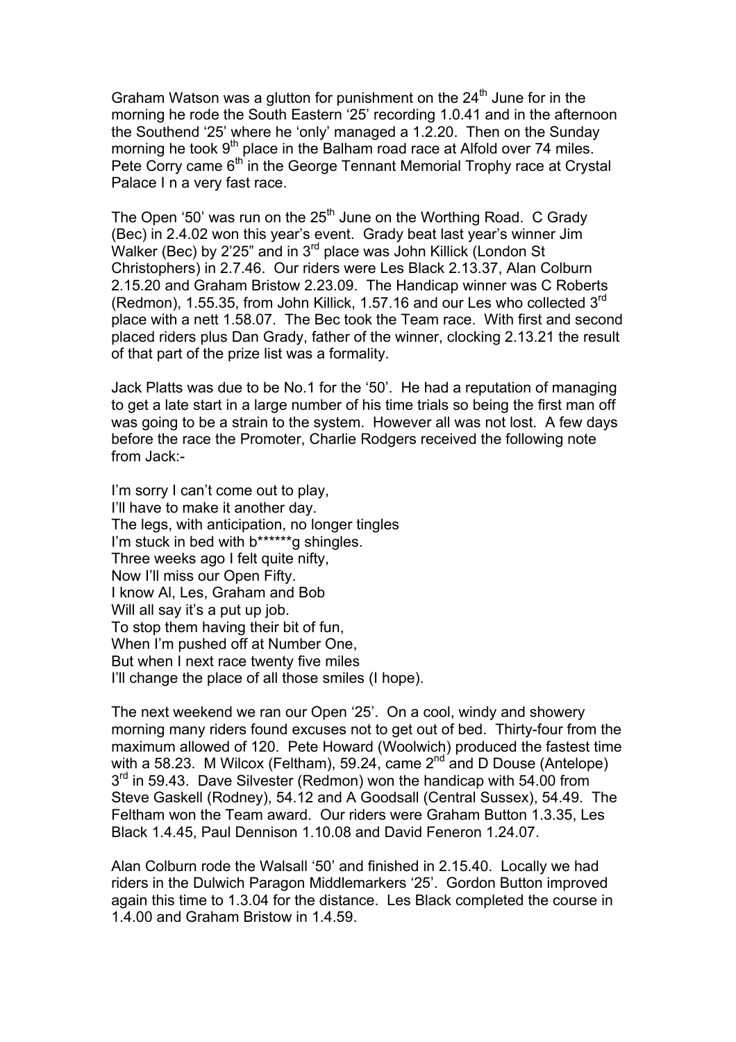Graham Watson was a glutton for punishment on the 24th June for in the morning he rode the South Eastern '25' recording 1.0.41 and in the afternoon the Southend '25' where he 'only' managed a 1.2.20. Then on the Sunday morning he took 9th place in the Balham road race at Alfold over 74 miles. Pete Corry came 6th in the George Tennant Memorial Trophy race at Crystal Palace I n a very fast race.

The Open '50' was run on the 25th June on the Worthing Road. C Grady (Bec) in 2.4.02 won this year's event. Grady beat last year's winner Jim Walker (Bec) by 2'25" and in 3rd place was John Killick (London St Christophers) in 2.7.46. Our riders were Les Black 2.13.37, Alan Colburn 2.15.20 and Graham Bristow 2.23.09. The Handicap winner was C Roberts (Redmon), 1.55.35, from John Killick, 1.57.16 and our Les who collected 3rd place with a nett 1.58.07. The Bec took the Team race. With first and second placed riders plus Dan Grady, father of the winner, clocking 2.13.21 the result of that part of the prize list was a formality.

Jack Platts was due to be No.1 for the '50'. He had a reputation of managing to get a late start in a large number of his time trials so being the first man off was going to be a strain to the system. However all was not lost. A few days before the race the Promoter, Charlie Rodgers received the following note from Jack:-

I'm sorry I can't come out to play,  
I'll have to make it another day.  
The legs, with anticipation, no longer tingles  
I'm stuck in bed with b******g shingles.  
Three weeks ago I felt quite nifty,  
Now I'll miss our Open Fifty.  
I know Al, Les, Graham and Bob  
Will all say it's a put up job.  
To stop them having their bit of fun,  
When I'm pushed off at Number One,  
But when I next race twenty five miles  
I'll change the place of all those smiles (I hope).

The next weekend we ran our Open '25'. On a cool, windy and showery morning many riders found excuses not to get out of bed. Thirty-four from the maximum allowed of 120. Pete Howard (Woolwich) produced the fastest time with a 58.23. M Wilcox (Feltham), 59.24, came 2nd and D Douse (Antelope) 3rd in 59.43. Dave Silvester (Redmon) won the handicap with 54.00 from Steve Gaskell (Rodney), 54.12 and A Goodsall (Central Sussex), 54.49. The Feltham won the Team award. Our riders were Graham Button 1.3.35, Les Black 1.4.45, Paul Dennison 1.10.08 and David Feneron 1.24.07.

Alan Colburn rode the Walsall '50' and finished in 2.15.40. Locally we had riders in the Dulwich Paragon Middlemarkers '25'. Gordon Button improved again this time to 1.3.04 for the distance. Les Black completed the course in 1.4.00 and Graham Bristow in 1.4.59.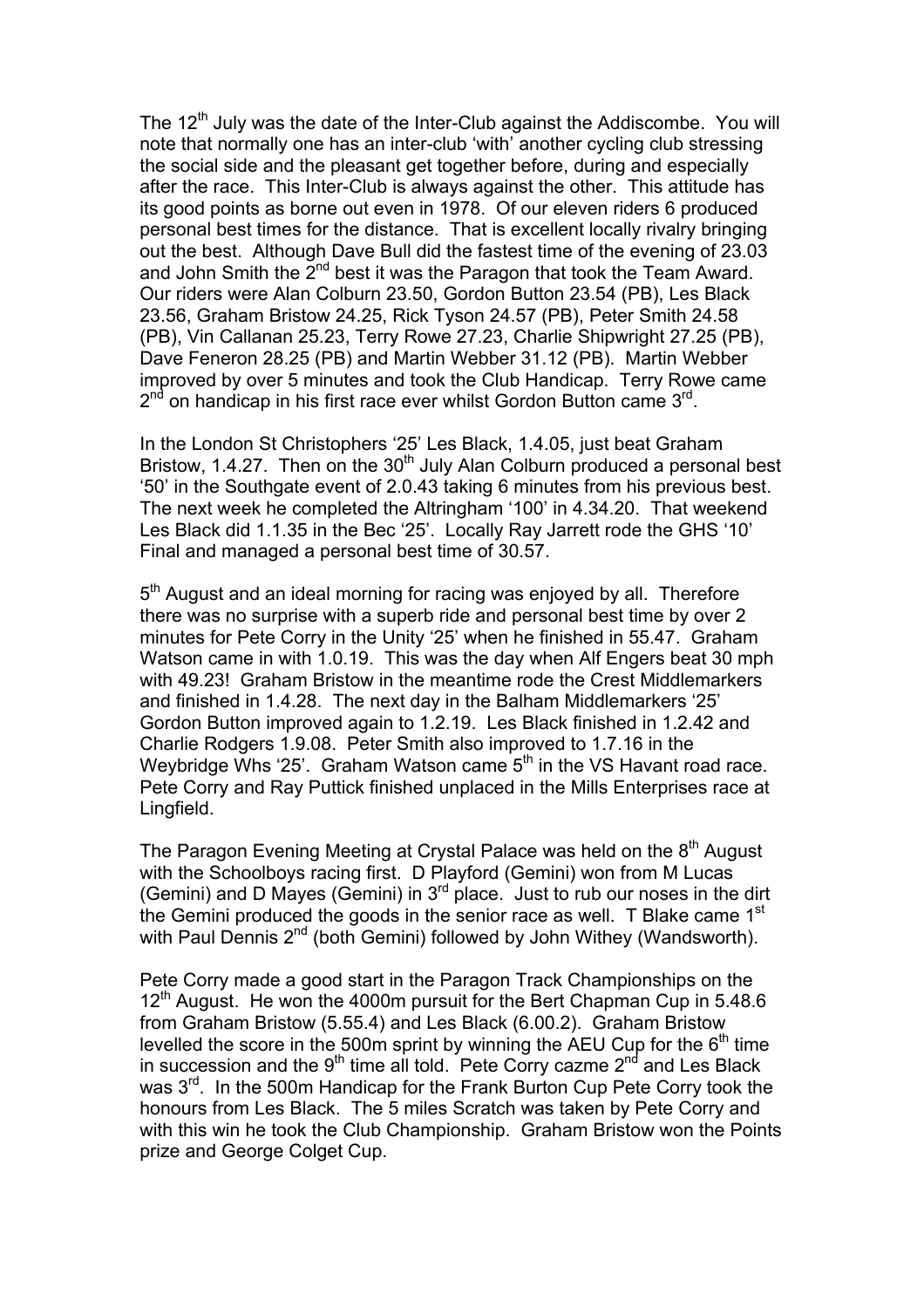The 12th July was the date of the Inter-Club against the Addiscombe. You will note that normally one has an inter-club 'with' another cycling club stressing the social side and the pleasant get together before, during and especially after the race. This Inter-Club is always against the other. This attitude has its good points as borne out even in 1978. Of our eleven riders 6 produced personal best times for the distance. That is excellent locally rivalry bringing out the best. Although Dave Bull did the fastest time of the evening of 23.03 and John Smith the 2nd best it was the Paragon that took the Team Award. Our riders were Alan Colburn 23.50, Gordon Button 23.54 (PB), Les Black 23.56, Graham Bristow 24.25, Rick Tyson 24.57 (PB), Peter Smith 24.58 (PB), Vin Callanan 25.23, Terry Rowe 27.23, Charlie Shipwright 27.25 (PB), Dave Feneron 28.25 (PB) and Martin Webber 31.12 (PB). Martin Webber improved by over 5 minutes and took the Club Handicap. Terry Rowe came 2nd on handicap in his first race ever whilst Gordon Button came 3rd.

In the London St Christophers '25' Les Black, 1.4.05, just beat Graham Bristow, 1.4.27. Then on the 30th July Alan Colburn produced a personal best '50' in the Southgate event of 2.0.43 taking 6 minutes from his previous best. The next week he completed the Altringham '100' in 4.34.20. That weekend Les Black did 1.1.35 in the Bec '25'. Locally Ray Jarrett rode the GHS '10' Final and managed a personal best time of 30.57.

5th August and an ideal morning for racing was enjoyed by all. Therefore there was no surprise with a superb ride and personal best time by over 2 minutes for Pete Corry in the Unity '25' when he finished in 55.47. Graham Watson came in with 1.0.19. This was the day when Alf Engers beat 30 mph with 49.23! Graham Bristow in the meantime rode the Crest Middlemarkers and finished in 1.4.28. The next day in the Balham Middlemarkers '25' Gordon Button improved again to 1.2.19. Les Black finished in 1.2.42 and Charlie Rodgers 1.9.08. Peter Smith also improved to 1.7.16 in the Weybridge Whs '25'. Graham Watson came 5th in the VS Havant road race. Pete Corry and Ray Puttick finished unplaced in the Mills Enterprises race at Lingfield.

The Paragon Evening Meeting at Crystal Palace was held on the 8th August with the Schoolboys racing first. D Playford (Gemini) won from M Lucas (Gemini) and D Mayes (Gemini) in 3rd place. Just to rub our noses in the dirt the Gemini produced the goods in the senior race as well. T Blake came 1st with Paul Dennis 2nd (both Gemini) followed by John Withey (Wandsworth).

Pete Corry made a good start in the Paragon Track Championships on the 12th August. He won the 4000m pursuit for the Bert Chapman Cup in 5.48.6 from Graham Bristow (5.55.4) and Les Black (6.00.2). Graham Bristow levelled the score in the 500m sprint by winning the AEU Cup for the 6th time in succession and the 9th time all told. Pete Corry cazme 2nd and Les Black was 3rd. In the 500m Handicap for the Frank Burton Cup Pete Corry took the honours from Les Black. The 5 miles Scratch was taken by Pete Corry and with this win he took the Club Championship. Graham Bristow won the Points prize and George Colget Cup.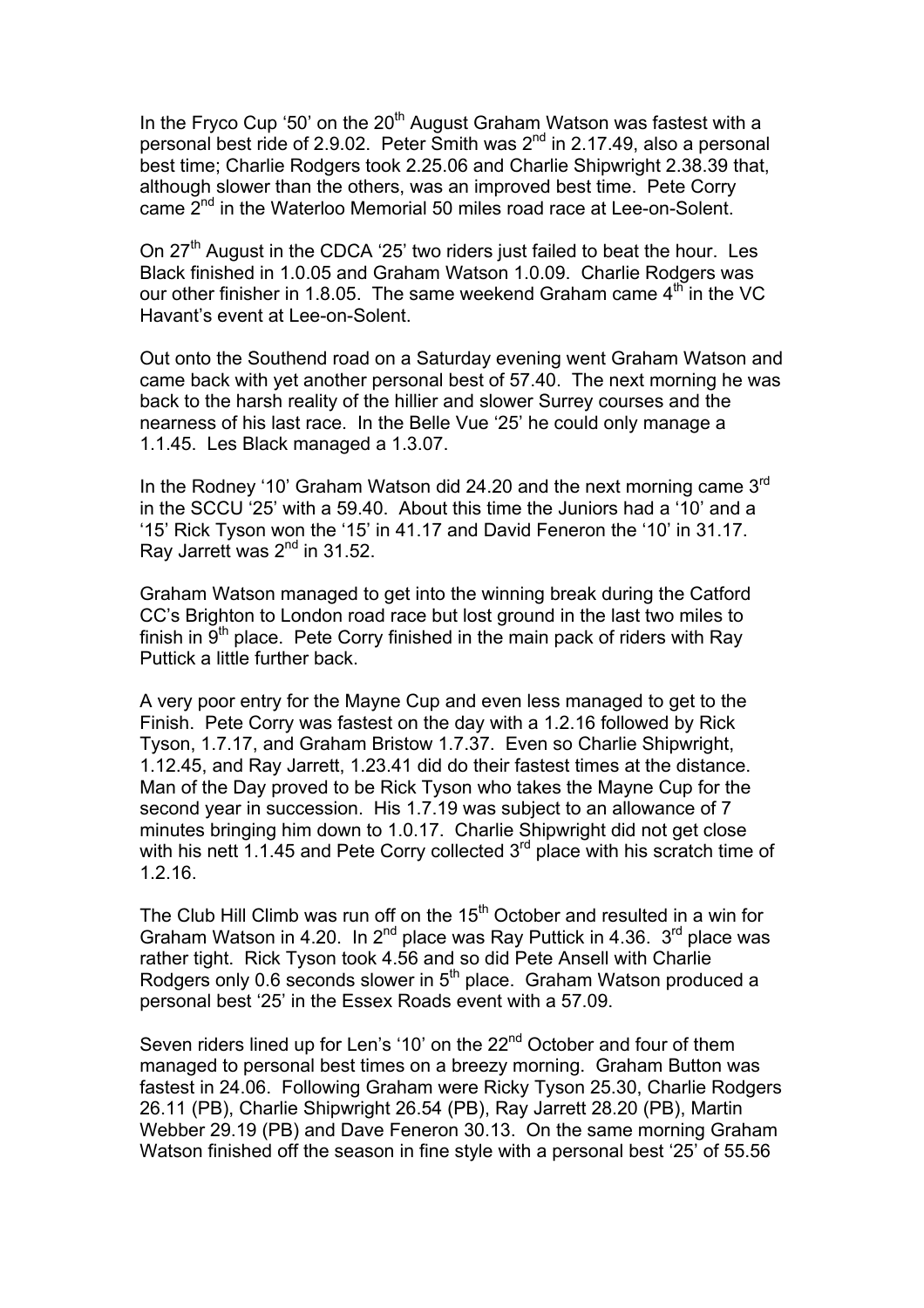In the Fryco Cup '50' on the 20th August Graham Watson was fastest with a personal best ride of 2.9.02. Peter Smith was 2nd in 2.17.49, also a personal best time; Charlie Rodgers took 2.25.06 and Charlie Shipwright 2.38.39 that, although slower than the others, was an improved best time. Pete Corry came 2nd in the Waterloo Memorial 50 miles road race at Lee-on-Solent.

On 27th August in the CDCA '25' two riders just failed to beat the hour. Les Black finished in 1.0.05 and Graham Watson 1.0.09. Charlie Rodgers was our other finisher in 1.8.05. The same weekend Graham came 4th in the VC Havant's event at Lee-on-Solent.

Out onto the Southend road on a Saturday evening went Graham Watson and came back with yet another personal best of 57.40. The next morning he was back to the harsh reality of the hillier and slower Surrey courses and the nearness of his last race. In the Belle Vue '25' he could only manage a 1.1.45. Les Black managed a 1.3.07.

In the Rodney '10' Graham Watson did 24.20 and the next morning came 3rd in the SCCU '25' with a 59.40. About this time the Juniors had a '10' and a '15' Rick Tyson won the '15' in 41.17 and David Feneron the '10' in 31.17. Ray Jarrett was 2nd in 31.52.

Graham Watson managed to get into the winning break during the Catford CC's Brighton to London road race but lost ground in the last two miles to finish in 9th place. Pete Corry finished in the main pack of riders with Ray Puttick a little further back.

A very poor entry for the Mayne Cup and even less managed to get to the Finish. Pete Corry was fastest on the day with a 1.2.16 followed by Rick Tyson, 1.7.17, and Graham Bristow 1.7.37. Even so Charlie Shipwright, 1.12.45, and Ray Jarrett, 1.23.41 did do their fastest times at the distance. Man of the Day proved to be Rick Tyson who takes the Mayne Cup for the second year in succession. His 1.7.19 was subject to an allowance of 7 minutes bringing him down to 1.0.17. Charlie Shipwright did not get close with his nett 1.1.45 and Pete Corry collected 3rd place with his scratch time of 1.2.16.

The Club Hill Climb was run off on the 15th October and resulted in a win for Graham Watson in 4.20. In 2nd place was Ray Puttick in 4.36. 3rd place was rather tight. Rick Tyson took 4.56 and so did Pete Ansell with Charlie Rodgers only 0.6 seconds slower in 5th place. Graham Watson produced a personal best '25' in the Essex Roads event with a 57.09.

Seven riders lined up for Len's '10' on the 22nd October and four of them managed to personal best times on a breezy morning. Graham Button was fastest in 24.06. Following Graham were Ricky Tyson 25.30, Charlie Rodgers 26.11 (PB), Charlie Shipwright 26.54 (PB), Ray Jarrett 28.20 (PB), Martin Webber 29.19 (PB) and Dave Feneron 30.13. On the same morning Graham Watson finished off the season in fine style with a personal best '25' of 55.56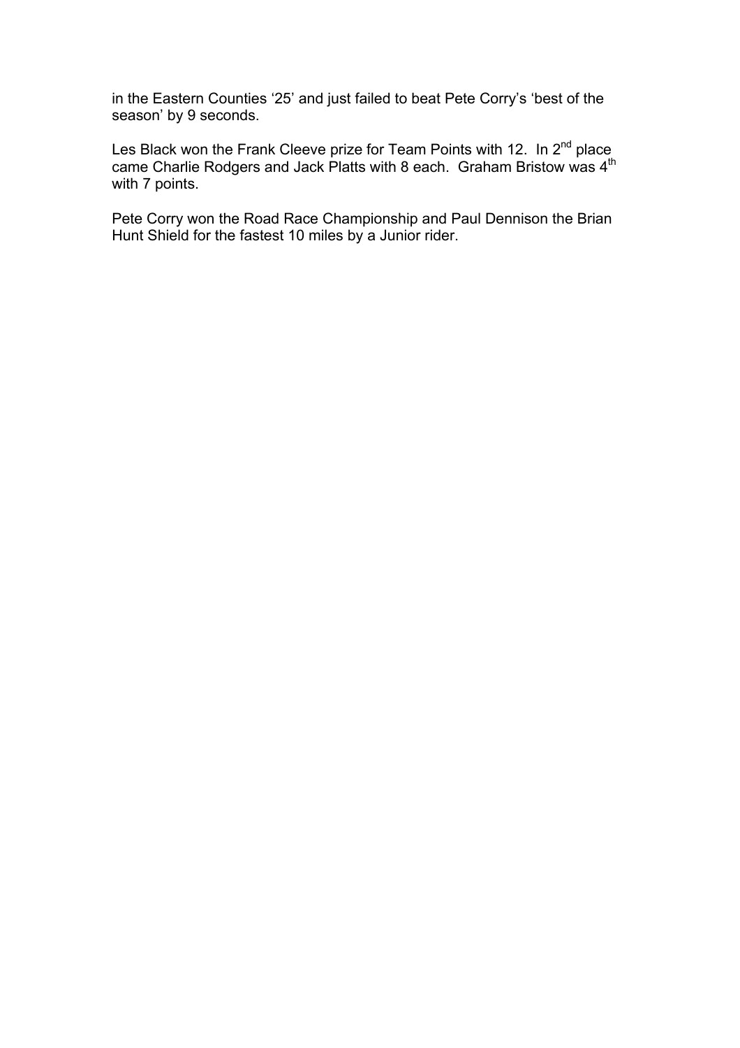in the Eastern Counties '25' and just failed to beat Pete Corry's 'best of the season' by 9 seconds.

Les Black won the Frank Cleeve prize for Team Points with 12. In 2nd place came Charlie Rodgers and Jack Platts with 8 each. Graham Bristow was 4th with 7 points.

Pete Corry won the Road Race Championship and Paul Dennison the Brian Hunt Shield for the fastest 10 miles by a Junior rider.